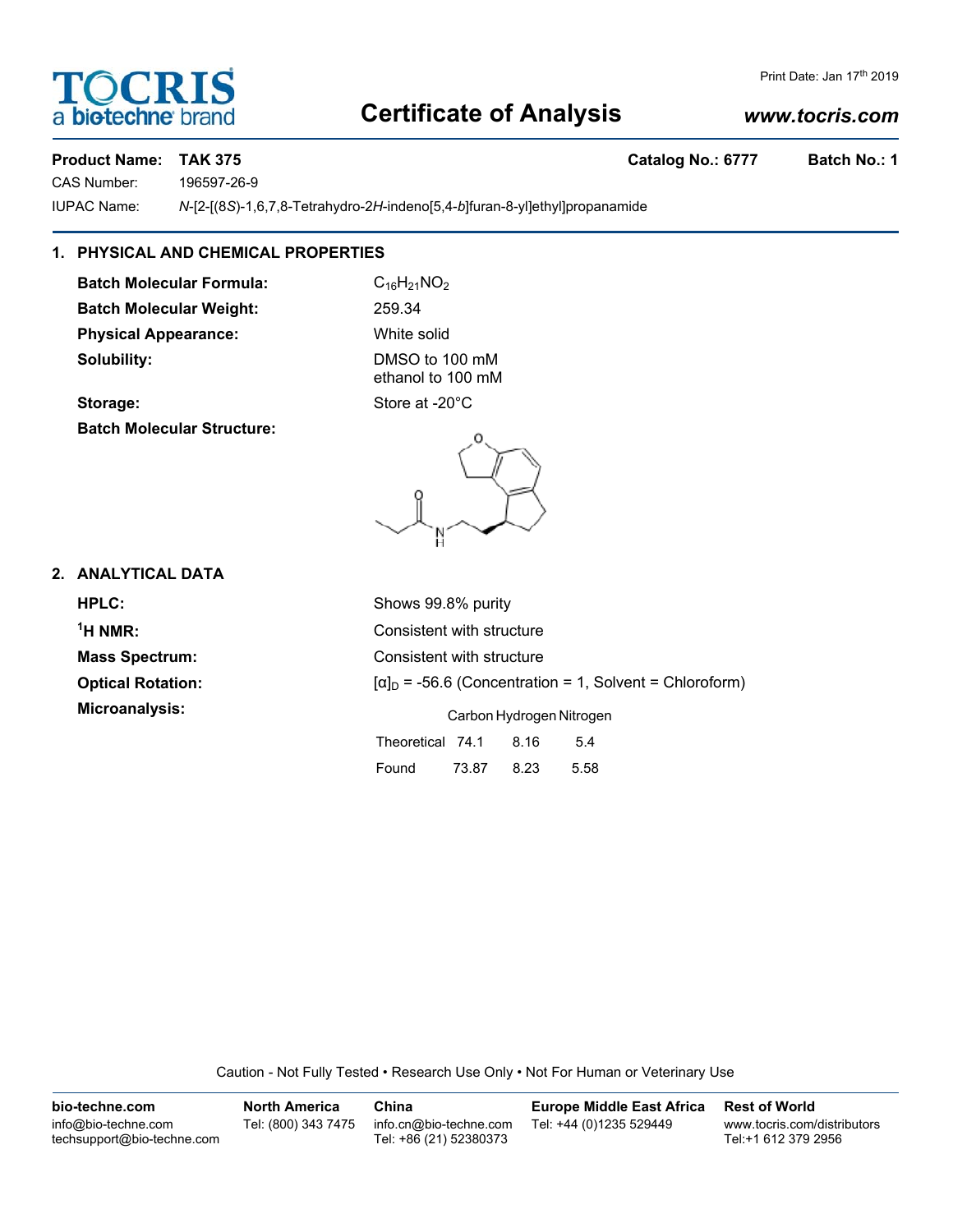# Certificate of Analysis

Print Date: Jan 17th 2019

www.tocris.com

**Product Name: TAK 375** **Catalog No.: 6777** **Batch No.: 1**

CAS Number: 196597-26-9

IUPAC Name: *N*-[2-[(8*S*)-1,6,7,8-Tetrahydro-2*H*-indeno[5,4-*b*]furan-8-yl]ethyl]propanamide

## 1. PHYSICAL AND CHEMICAL PROPERTIES

**Batch Molecular Formula:** $C_{16}H_{21}NO_2$

**Batch Molecular Weight:** 259.34

**Physical Appearance:** White solid

**Solubility:** DMSO to 100 mM
ethanol to 100 mM

**Storage:** Store at -20°C

**Batch Molecular Structure:**

## 2. ANALYTICAL DATA

**HPLC:** Shows 99.8% purity

**$^1$H NMR:** Consistent with structure

**Mass Spectrum:** Consistent with structure

**Optical Rotation:** $[\alpha]_D$ = -56.6 (Concentration = 1, Solvent = Chloroform)

**Microanalysis:**

| | Carbon | Hydrogen | Nitrogen |
|---|---|---|---|
| Theoretical | 74.1 | 8.16 | 5.4 |
| Found | 73.87 | 8.23 | 5.58 |

Caution - Not Fully Tested • Research Use Only • Not For Human or Veterinary Use

| bio-techne.com | North America | China | Europe Middle East Africa | Rest of World |
|---|---|---|---|---|
| info@bio-techne.com<br>techsupport@bio-techne.com | Tel: (800) 343 7475 | info.cn@bio-techne.com<br>Tel: +86 (21) 52380373 | Tel: +44 (0)1235 529449 | www.tocris.com/distributors<br>Tel:+1 612 379 2956 |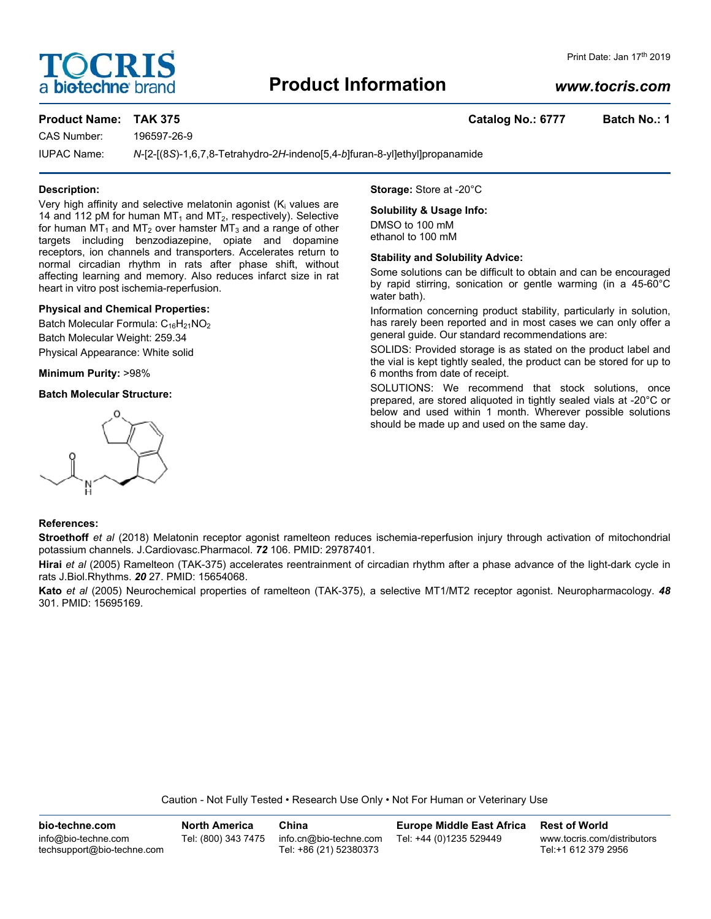# TOCRIS a bio-techne brand

# Product Information

*www.tocris.com*

Print Date: Jan 17th 2019

**Product Name: TAK 375** **Catalog No.: 6777** **Batch No.: 1**

CAS Number: 196597-26-9

IUPAC Name: *N*-[2-[(8*S*)-1,6,7,8-Tetrahydro-2*H*-indeno[5,4-*b*]furan-8-yl]ethyl]propanamide

### Description:

Very high affinity and selective melatonin agonist ($K_i$ values are 14 and 112 pM for human $MT_1$ and $MT_2$, respectively). Selective for human $MT_1$ and $MT_2$ over hamster $MT_3$ and a range of other targets including benzodiazepine, opiate and dopamine receptors, ion channels and transporters. Accelerates return to normal circadian rhythm in rats after phase shift, without affecting learning and memory. Also reduces infarct size in rat heart in vitro post ischemia-reperfusion.

### Physical and Chemical Properties:

Batch Molecular Formula: $C_{16}H_{21}NO_2$

Batch Molecular Weight: 259.34

Physical Appearance: White solid

**Minimum Purity:** >98%

### Batch Molecular Structure:

### Storage: Store at -20°C

### Solubility & Usage Info:

DMSO to 100 mM

ethanol to 100 mM

### Stability and Solubility Advice:

Some solutions can be difficult to obtain and can be encouraged by rapid stirring, sonication or gentle warming (in a 45-60°C water bath).

Information concerning product stability, particularly in solution, has rarely been reported and in most cases we can only offer a general guide. Our standard recommendations are:

SOLIDS: Provided storage is as stated on the product label and the vial is kept tightly sealed, the product can be stored for up to 6 months from date of receipt.

SOLUTIONS: We recommend that stock solutions, once prepared, are stored aliquoted in tightly sealed vials at -20°C or below and used within 1 month. Wherever possible solutions should be made up and used on the same day.

### References:

**Stroethoff** *et al* (2018) Melatonin receptor agonist ramelteon reduces ischemia-reperfusion injury through activation of mitochondrial potassium channels. J.Cardiovasc.Pharmacol. ***72*** 106. PMID: 29787401.

**Hirai** *et al* (2005) Ramelteon (TAK-375) accelerates reentrainment of circadian rhythm after a phase advance of the light-dark cycle in rats J.Biol.Rhythms. ***20*** 27. PMID: 15654068.

**Kato** *et al* (2005) Neurochemical properties of ramelteon (TAK-375), a selective MT1/MT2 receptor agonist. Neuropharmacology. ***48*** 301. PMID: 15695169.

Caution - Not Fully Tested • Research Use Only • Not For Human or Veterinary Use

| bio-techne.com | North America | China | Europe Middle East Africa | Rest of World |
|---|---|---|---|---|
| info@bio-techne.com<br>techsupport@bio-techne.com | Tel: (800) 343 7475 | info.cn@bio-techne.com<br>Tel: +86 (21) 52380373 | Tel: +44 (0)1235 529449 | www.tocris.com/distributors<br>Tel:+1 612 379 2956 |